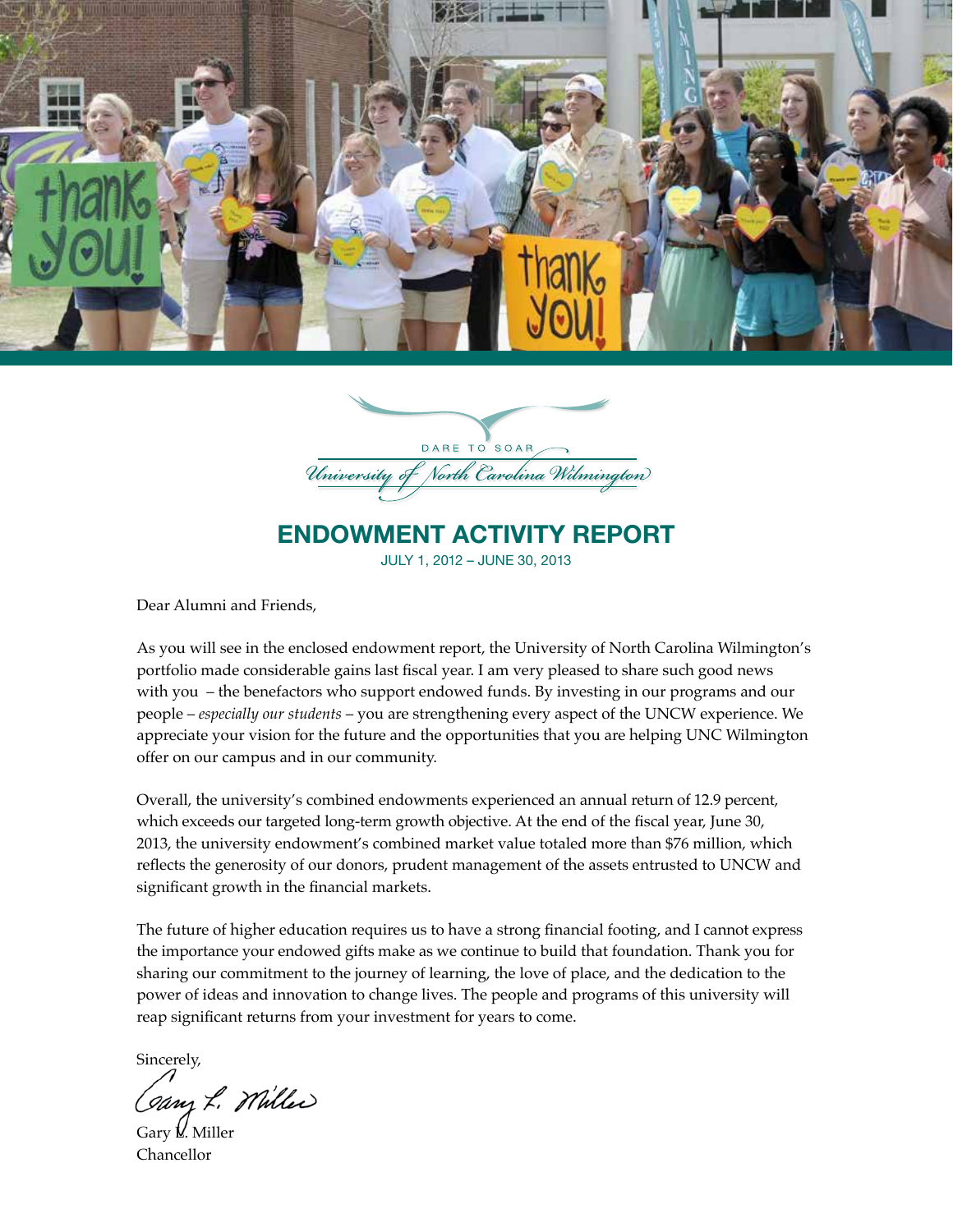DARE TO SOAR

University of North Carolina Wilmington

# ENDOWMENT ACTIVITY REPORT

JULY 1, 2012 – JUNE 30, 2013

Dear Alumni and Friends,

As you will see in the enclosed endowment report, the University of North Carolina Wilmington's portfolio made considerable gains last fiscal year. I am very pleased to share such good news with you – the benefactors who support endowed funds. By investing in our programs and our people – *especially our students* – you are strengthening every aspect of the UNCW experience. We appreciate your vision for the future and the opportunities that you are helping UNC Wilmington offer on our campus and in our community.

Overall, the university's combined endowments experienced an annual return of 12.9 percent, which exceeds our targeted long-term growth objective. At the end of the fiscal year, June 30, 2013, the university endowment's combined market value totaled more than $76 million, which reflects the generosity of our donors, prudent management of the assets entrusted to UNCW and significant growth in the financial markets.

The future of higher education requires us to have a strong financial footing, and I cannot express the importance your endowed gifts make as we continue to build that foundation. Thank you for sharing our commitment to the journey of learning, the love of place, and the dedication to the power of ideas and innovation to change lives. The people and programs of this university will reap significant returns from your investment for years to come.

Sincerely,

Gary L. Miller
Chancellor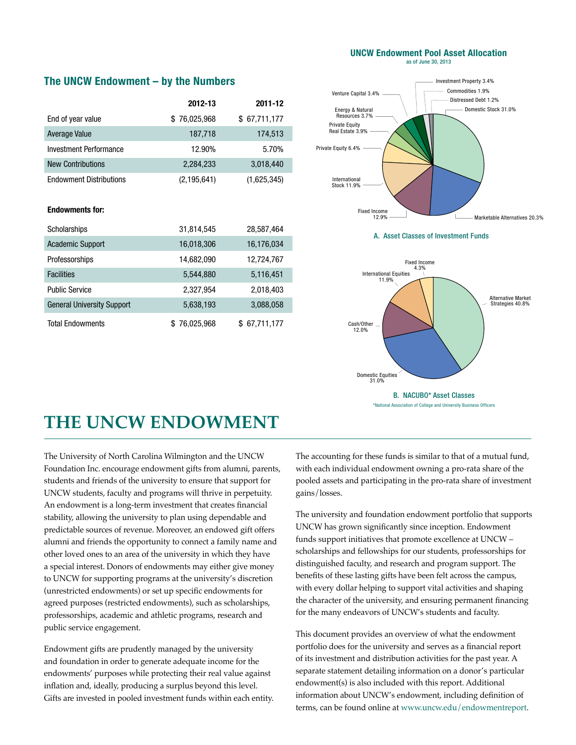## The UNCW Endowment – by the Numbers

| | 2012-13 | 2011-12 |
|---|---|---|
| End of year value | $ 76,025,968 | $ 67,711,177 |
| Average Value | 187,718 | 174,513 |
| Investment Performance | 12.90% | 5.70% |
| New Contributions | 2,284,233 | 3,018,440 |
| Endowment Distributions | (2,195,641) | (1,625,345) |

**Endowments for:**

| | 2012-13 | 2011-12 |
|---|---|---|
| Scholarships | 31,814,545 | 28,587,464 |
| Academic Support | 16,018,306 | 16,176,034 |
| Professorships | 14,682,090 | 12,724,767 |
| Facilities | 5,544,880 | 5,116,451 |
| Public Service | 2,327,954 | 2,018,403 |
| General University Support | 5,638,193 | 3,088,058 |
| Total Endowments | $ 76,025,968 | $ 67,711,177 |

### UNCW Endowment Pool Asset Allocation

as of June 30, 2013

Domestic Stock 31.0%
Marketable Alternatives 20.3%
Fixed Income 12.9%
International Stock 11.9%
Private Equity 6.4%
Private Equity Real Estate 3.9%
Energy & Natural Resources 3.7%
Venture Capital 3.4%
Investment Property 3.4%
Commodities 1.9%
Distressed Debt 1.2%

A. Asset Classes of Investment Funds

Alternative Market Strategies 40.8%
Domestic Equities 31.0%
Cash/Other 12.0%
International Equities 11.9%
Fixed Income 4.3%

B. NACUBO* Asset Classes

*National Association of College and University Business Officers

# THE UNCW ENDOWMENT

The University of North Carolina Wilmington and the UNCW Foundation Inc. encourage endowment gifts from alumni, parents, students and friends of the university to ensure that support for UNCW students, faculty and programs will thrive in perpetuity. An endowment is a long-term investment that creates financial stability, allowing the university to plan using dependable and predictable sources of revenue. Moreover, an endowed gift offers alumni and friends the opportunity to connect a family name and other loved ones to an area of the university in which they have a special interest. Donors of endowments may either give money to UNCW for supporting programs at the university's discretion (unrestricted endowments) or set up specific endowments for agreed purposes (restricted endowments), such as scholarships, professorships, academic and athletic programs, research and public service engagement.

Endowment gifts are prudently managed by the university and foundation in order to generate adequate income for the endowments' purposes while protecting their real value against inflation and, ideally, producing a surplus beyond this level. Gifts are invested in pooled investment funds within each entity. The accounting for these funds is similar to that of a mutual fund, with each individual endowment owning a pro-rata share of the pooled assets and participating in the pro-rata share of investment gains/losses.

The university and foundation endowment portfolio that supports UNCW has grown significantly since inception. Endowment funds support initiatives that promote excellence at UNCW – scholarships and fellowships for our students, professorships for distinguished faculty, and research and program support. The benefits of these lasting gifts have been felt across the campus, with every dollar helping to support vital activities and shaping the character of the university, and ensuring permanent financing for the many endeavors of UNCW's students and faculty.

This document provides an overview of what the endowment portfolio does for the university and serves as a financial report of its investment and distribution activities for the past year. A separate statement detailing information on a donor's particular endowment(s) is also included with this report. Additional information about UNCW's endowment, including definition of terms, can be found online at www.uncw.edu/endowmentreport.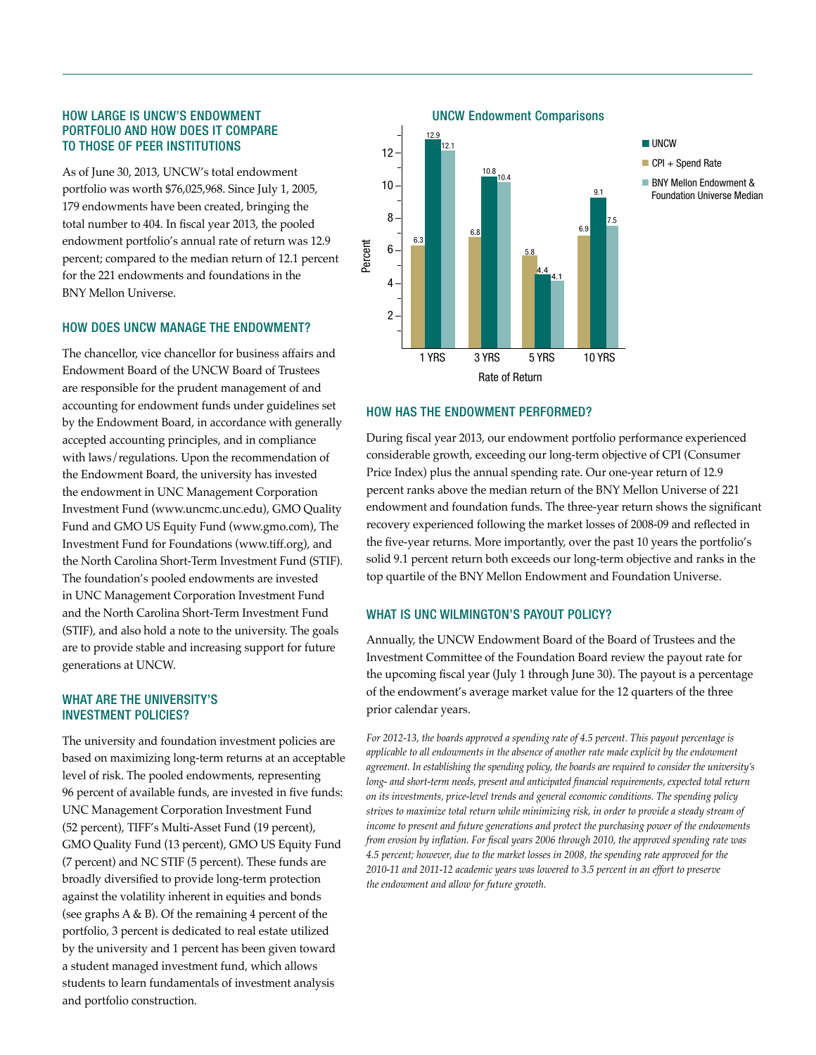### HOW LARGE IS UNCW'S ENDOWMENT PORTFOLIO AND HOW DOES IT COMPARE TO THOSE OF PEER INSTITUTIONS

As of June 30, 2013, UNCW's total endowment portfolio was worth $76,025,968. Since July 1, 2005, 179 endowments have been created, bringing the total number to 404. In fiscal year 2013, the pooled endowment portfolio's annual rate of return was 12.9 percent; compared to the median return of 12.1 percent for the 221 endowments and foundations in the BNY Mellon Universe.

### HOW DOES UNCW MANAGE THE ENDOWMENT?

The chancellor, vice chancellor for business affairs and Endowment Board of the UNCW Board of Trustees are responsible for the prudent management of and accounting for endowment funds under guidelines set by the Endowment Board, in accordance with generally accepted accounting principles, and in compliance with laws/regulations. Upon the recommendation of the Endowment Board, the university has invested the endowment in UNC Management Corporation Investment Fund (www.uncmc.unc.edu), GMO Quality Fund and GMO US Equity Fund (www.gmo.com), The Investment Fund for Foundations (www.tiff.org), and the North Carolina Short-Term Investment Fund (STIF). The foundation's pooled endowments are invested in UNC Management Corporation Investment Fund and the North Carolina Short-Term Investment Fund (STIF), and also hold a note to the university. The goals are to provide stable and increasing support for future generations at UNCW.

### WHAT ARE THE UNIVERSITY'S INVESTMENT POLICIES?

The university and foundation investment policies are based on maximizing long-term returns at an acceptable level of risk. The pooled endowments, representing 96 percent of available funds, are invested in five funds: UNC Management Corporation Investment Fund (52 percent), TIFF's Multi-Asset Fund (19 percent), GMO Quality Fund (13 percent), GMO US Equity Fund (7 percent) and NC STIF (5 percent). These funds are broadly diversified to provide long-term protection against the volatility inherent in equities and bonds (see graphs A & B). Of the remaining 4 percent of the portfolio, 3 percent is dedicated to real estate utilized by the university and 1 percent has been given toward a student managed investment fund, which allows students to learn fundamentals of investment analysis and portfolio construction.

**UNCW Endowment Comparisons**

| Rate of Return (Percent) | CPI + Spend Rate | UNCW | BNY Mellon Endowment & Foundation Universe Median |
|---|---|---|---|
| 1 YRS | 6.3 | 12.9 | 12.1 |
| 3 YRS | 6.8 | 10.8 | 10.4 |
| 5 YRS | 5.8 | 4.4 | 4.1 |
| 10 YRS | 6.9 | 9.1 | 7.5 |

### HOW HAS THE ENDOWMENT PERFORMED?

During fiscal year 2013, our endowment portfolio performance experienced considerable growth, exceeding our long-term objective of CPI (Consumer Price Index) plus the annual spending rate. Our one-year return of 12.9 percent ranks above the median return of the BNY Mellon Universe of 221 endowment and foundation funds. The three-year return shows the significant recovery experienced following the market losses of 2008-09 and reflected in the five-year returns. More importantly, over the past 10 years the portfolio's solid 9.1 percent return both exceeds our long-term objective and ranks in the top quartile of the BNY Mellon Endowment and Foundation Universe.

### WHAT IS UNC WILMINGTON'S PAYOUT POLICY?

Annually, the UNCW Endowment Board of the Board of Trustees and the Investment Committee of the Foundation Board review the payout rate for the upcoming fiscal year (July 1 through June 30). The payout is a percentage of the endowment's average market value for the 12 quarters of the three prior calendar years.

*For 2012-13, the boards approved a spending rate of 4.5 percent. This payout percentage is applicable to all endowments in the absence of another rate made explicit by the endowment agreement. In establishing the spending policy, the boards are required to consider the university's long- and short-term needs, present and anticipated financial requirements, expected total return on its investments, price-level trends and general economic conditions. The spending policy strives to maximize total return while minimizing risk, in order to provide a steady stream of income to present and future generations and protect the purchasing power of the endowments from erosion by inflation. For fiscal years 2006 through 2010, the approved spending rate was 4.5 percent; however, due to the market losses in 2008, the spending rate approved for the 2010-11 and 2011-12 academic years was lowered to 3.5 percent in an effort to preserve the endowment and allow for future growth.*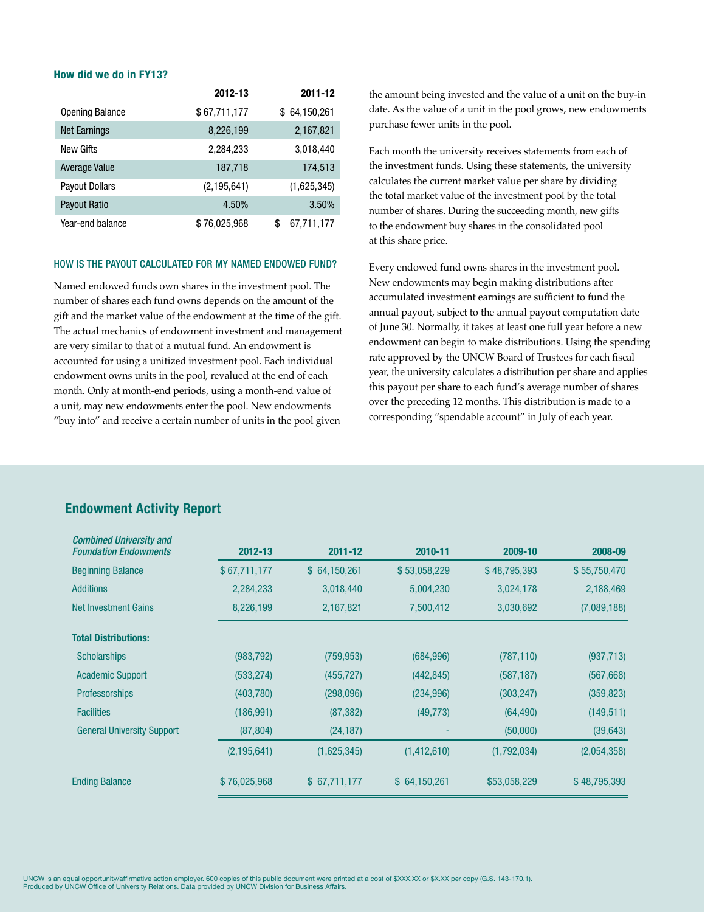### How did we do in FY13?

| | 2012-13 | 2011-12 |
|---|---|---|
| Opening Balance | $ 67,711,177 | $ 64,150,261 |
| Net Earnings | 8,226,199 | 2,167,821 |
| New Gifts | 2,284,233 | 3,018,440 |
| Average Value | 187,718 | 174,513 |
| Payout Dollars | (2,195,641) | (1,625,345) |
| Payout Ratio | 4.50% | 3.50% |
| Year-end balance | $ 76,025,968 | $ 67,711,177 |

#### HOW IS THE PAYOUT CALCULATED FOR MY NAMED ENDOWED FUND?

Named endowed funds own shares in the investment pool. The number of shares each fund owns depends on the amount of the gift and the market value of the endowment at the time of the gift. The actual mechanics of endowment investment and management are very similar to that of a mutual fund. An endowment is accounted for using a unitized investment pool. Each individual endowment owns units in the pool, revalued at the end of each month. Only at month-end periods, using a month-end value of a unit, may new endowments enter the pool. New endowments "buy into" and receive a certain number of units in the pool given the amount being invested and the value of a unit on the buy-in date. As the value of a unit in the pool grows, new endowments purchase fewer units in the pool.

Each month the university receives statements from each of the investment funds. Using these statements, the university calculates the current market value per share by dividing the total market value of the investment pool by the total number of shares. During the succeeding month, new gifts to the endowment buy shares in the consolidated pool at this share price.

Every endowed fund owns shares in the investment pool. New endowments may begin making distributions after accumulated investment earnings are sufficient to fund the annual payout, subject to the annual payout computation date of June 30. Normally, it takes at least one full year before a new endowment can begin to make distributions. Using the spending rate approved by the UNCW Board of Trustees for each fiscal year, the university calculates a distribution per share and applies this payout per share to each fund's average number of shares over the preceding 12 months. This distribution is made to a corresponding "spendable account" in July of each year.

## Endowment Activity Report

| *Combined University and Foundation Endowments* | 2012-13 | 2011-12 | 2010-11 | 2009-10 | 2008-09 |
|---|---|---|---|---|---|
| Beginning Balance | $ 67,711,177 | $ 64,150,261 | $ 53,058,229 | $ 48,795,393 | $ 55,750,470 |
| Additions | 2,284,233 | 3,018,440 | 5,004,230 | 3,024,178 | 2,188,469 |
| Net Investment Gains | 8,226,199 | 2,167,821 | 7,500,412 | 3,030,692 | (7,089,188) |
| **Total Distributions:** | | | | | |
| Scholarships | (983,792) | (759,953) | (684,996) | (787,110) | (937,713) |
| Academic Support | (533,274) | (455,727) | (442,845) | (587,187) | (567,668) |
| Professorships | (403,780) | (298,096) | (234,996) | (303,247) | (359,823) |
| Facilities | (186,991) | (87,382) | (49,773) | (64,490) | (149,511) |
| General University Support | (87,804) | (24,187) | - | (50,000) | (39,643) |
| | (2,195,641) | (1,625,345) | (1,412,610) | (1,792,034) | (2,054,358) |
| Ending Balance | $ 76,025,968 | $ 67,711,177 | $ 64,150,261 | $53,058,229 | $ 48,795,393 |

UNCW is an equal opportunity/affirmative action employer. 600 copies of this public document were printed at a cost of $XXX.XX or $X.XX per copy (G.S. 143-170.1).
Produced by UNCW Office of University Relations. Data provided by UNCW Division for Business Affairs.